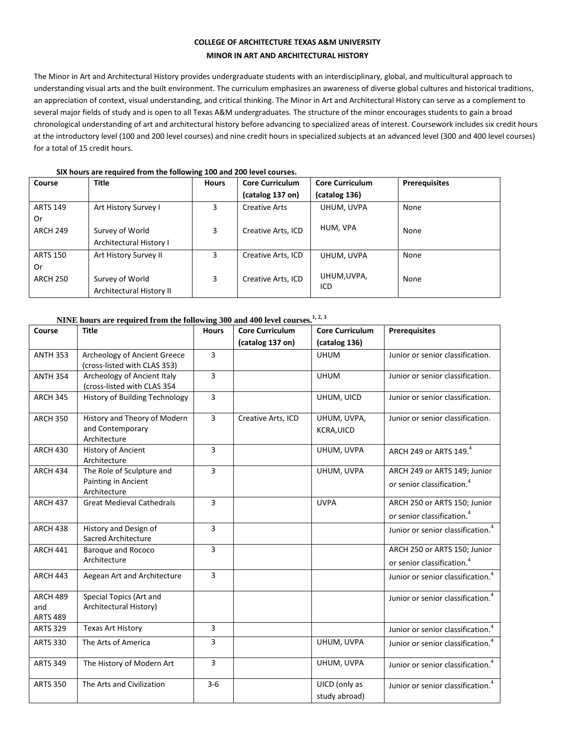# COLLEGE OF ARCHITECTURE TEXAS A&M UNIVERSITY

## MINOR IN ART AND ARCHITECTURAL HISTORY

The Minor in Art and Architectural History provides undergraduate students with an interdisciplinary, global, and multicultural approach to understanding visual arts and the built environment. The curriculum emphasizes an awareness of diverse global cultures and historical traditions, an appreciation of context, visual understanding, and critical thinking. The Minor in Art and Architectural History can serve as a complement to several major fields of study and is open to all Texas A&M undergraduates. The structure of the minor encourages students to gain a broad chronological understanding of art and architectural history before advancing to specialized areas of interest. Coursework includes six credit hours at the introductory level (100 and 200 level courses) and nine credit hours in specialized subjects at an advanced level (300 and 400 level courses) for a total of 15 credit hours.

**SIX hours are required from the following 100 and 200 level courses.**

| Course | Title | Hours | Core Curriculum (catalog 137 on) | Core Curriculum (catalog 136) | Prerequisites |
|---|---|---|---|---|---|
| ARTS 149 Or ARCH 249 | Art History Survey I<br>Survey of World Architectural History I | 3<br>3 | Creative Arts<br>Creative Arts, ICD | UHUM, UVPA<br>HUM, VPA | None<br>None |
| ARTS 150 Or ARCH 250 | Art History Survey II<br>Survey of World Architectural History II | 3<br>3 | Creative Arts, ICD<br>Creative Arts, ICD | UHUM, UVPA<br>UHUM,UVPA, ICD | None<br>None |

**NINE hours are required from the following 300 and 400 level courses.**[1, 2, 3]

| Course | Title | Hours | Core Curriculum (catalog 137 on) | Core Curriculum (catalog 136) | Prerequisites |
|---|---|---|---|---|---|
| ANTH 353 | Archeology of Ancient Greece (cross-listed with CLAS 353) | 3 | | UHUM | Junior or senior classification. |
| ANTH 354 | Archeology of Ancient Italy (cross-listed with CLAS 354 | 3 | | UHUM | Junior or senior classification. |
| ARCH 345 | History of Building Technology | 3 | | UHUM, UICD | Junior or senior classification. |
| ARCH 350 | History and Theory of Modern and Contemporary Architecture | 3 | Creative Arts, ICD | UHUM, UVPA, KCRA,UICD | Junior or senior classification. |
| ARCH 430 | History of Ancient Architecture | 3 | | UHUM, UVPA | ARCH 249 or ARTS 149.[4] |
| ARCH 434 | The Role of Sculpture and Painting in Ancient Architecture | 3 | | UHUM, UVPA | ARCH 249 or ARTS 149; Junior or senior classification.[4] |
| ARCH 437 | Great Medieval Cathedrals | 3 | | UVPA | ARCH 250 or ARTS 150; Junior or senior classification.[4] |
| ARCH 438 | History and Design of Sacred Architecture | 3 | | | Junior or senior classification.[4] |
| ARCH 441 | Baroque and Rococo Architecture | 3 | | | ARCH 250 or ARTS 150; Junior or senior classification.[4] |
| ARCH 443 | Aegean Art and Architecture | 3 | | | Junior or senior classification.[4] |
| ARCH 489 and ARTS 489 | Special Topics (Art and Architectural History) | | | | Junior or senior classification.[4] |
| ARTS 329 | Texas Art History | 3 | | | Junior or senior classification.[4] |
| ARTS 330 | The Arts of America | 3 | | UHUM, UVPA | Junior or senior classification.[4] |
| ARTS 349 | The History of Modern Art | 3 | | UHUM, UVPA | Junior or senior classification.[4] |
| ARTS 350 | The Arts and Civilization | 3-6 | | UICD (only as study abroad) | Junior or senior classification.[4] |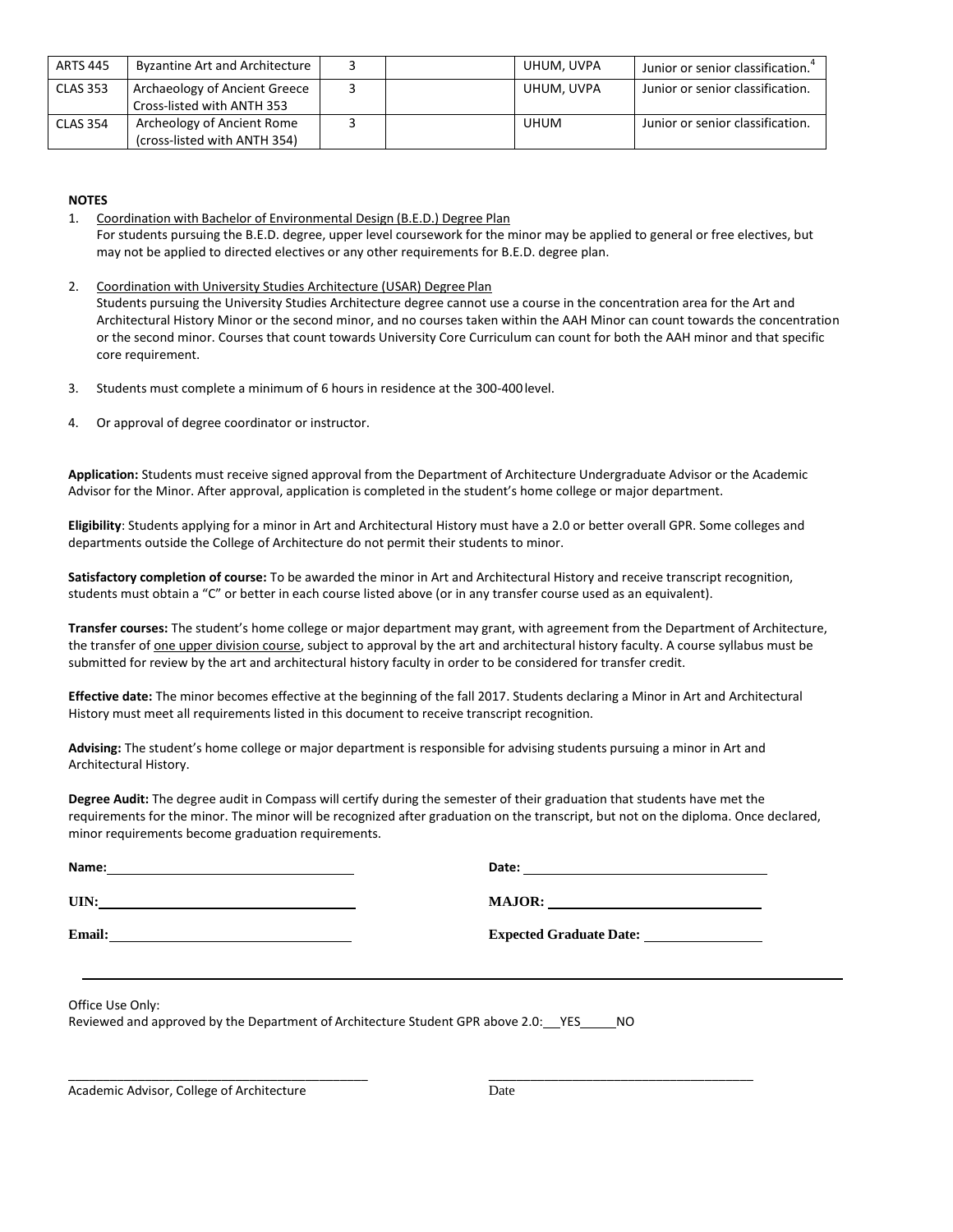| | | | | | |
|---|---|---|---|---|---|
| ARTS 445 | Byzantine Art and Architecture | 3 | | UHUM, UVPA | Junior or senior classification.[4] |
| CLAS 353 | Archaeology of Ancient Greece Cross-listed with ANTH 353 | 3 | | UHUM, UVPA | Junior or senior classification. |
| CLAS 354 | Archeology of Ancient Rome (cross-listed with ANTH 354) | 3 | | UHUM | Junior or senior classification. |

**NOTES**

1. Coordination with Bachelor of Environmental Design (B.E.D.) Degree Plan
   For students pursuing the B.E.D. degree, upper level coursework for the minor may be applied to general or free electives, but may not be applied to directed electives or any other requirements for B.E.D. degree plan.

2. Coordination with University Studies Architecture (USAR) Degree Plan
   Students pursuing the University Studies Architecture degree cannot use a course in the concentration area for the Art and Architectural History Minor or the second minor, and no courses taken within the AAH Minor can count towards the concentration or the second minor. Courses that count towards University Core Curriculum can count for both the AAH minor and that specific core requirement.

3. Students must complete a minimum of 6 hours in residence at the 300-400 level.

4. Or approval of degree coordinator or instructor.

**Application:** Students must receive signed approval from the Department of Architecture Undergraduate Advisor or the Academic Advisor for the Minor. After approval, application is completed in the student's home college or major department.

**Eligibility**: Students applying for a minor in Art and Architectural History must have a 2.0 or better overall GPR. Some colleges and departments outside the College of Architecture do not permit their students to minor.

**Satisfactory completion of course:** To be awarded the minor in Art and Architectural History and receive transcript recognition, students must obtain a "C" or better in each course listed above (or in any transfer course used as an equivalent).

**Transfer courses:** The student's home college or major department may grant, with agreement from the Department of Architecture, the transfer of one upper division course, subject to approval by the art and architectural history faculty. A course syllabus must be submitted for review by the art and architectural history faculty in order to be considered for transfer credit.

**Effective date:** The minor becomes effective at the beginning of the fall 2017. Students declaring a Minor in Art and Architectural History must meet all requirements listed in this document to receive transcript recognition.

**Advising:** The student's home college or major department is responsible for advising students pursuing a minor in Art and Architectural History.

**Degree Audit:** The degree audit in Compass will certify during the semester of their graduation that students have met the requirements for the minor. The minor will be recognized after graduation on the transcript, but not on the diploma. Once declared, minor requirements become graduation requirements.

**Name:** ______________________ **Date:** ______________________

**UIN:** ______________________ **MAJOR:** ______________________

**Email:** ______________________ **Expected Graduate Date:** ______________

Office Use Only:
Reviewed and approved by the Department of Architecture Student GPR above 2.0:___YES_____NO

_______________________________________ _______________________________________

Academic Advisor, College of Architecture Date